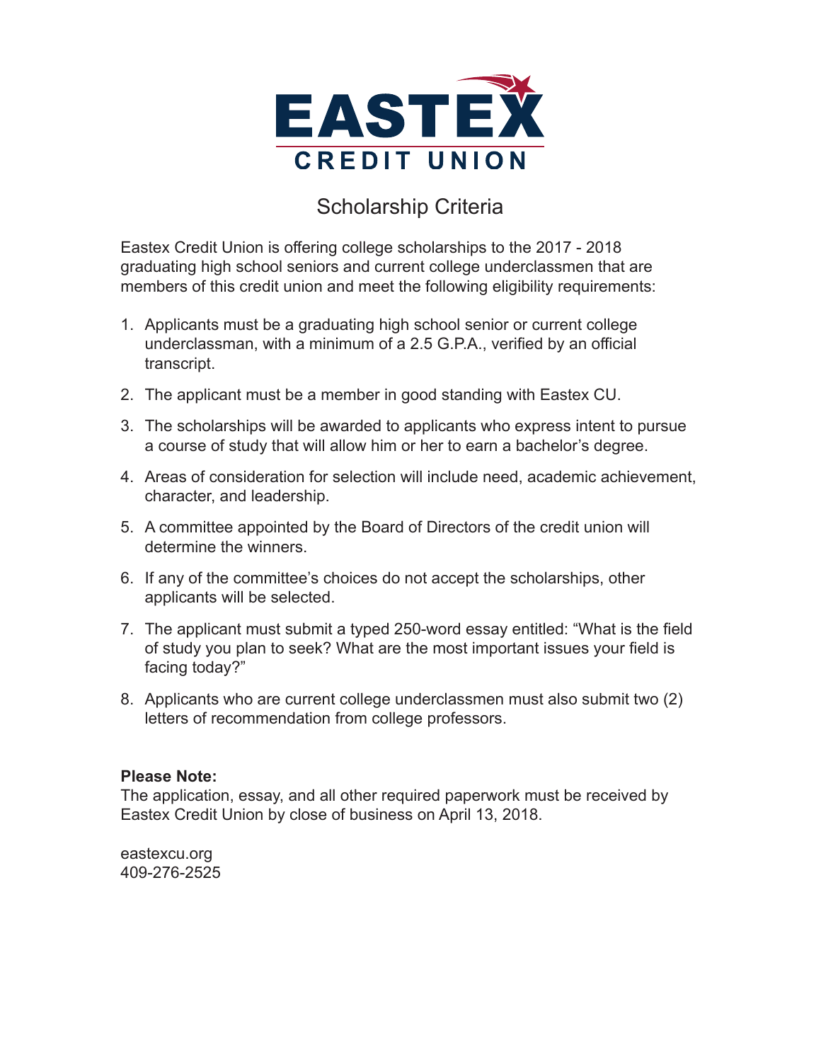# EASTEX CREDIT UNION

## Scholarship Criteria

Eastex Credit Union is offering college scholarships to the 2017 - 2018 graduating high school seniors and current college underclassmen that are members of this credit union and meet the following eligibility requirements:

1. Applicants must be a graduating high school senior or current college underclassman, with a minimum of a 2.5 G.P.A., verified by an official transcript.
2. The applicant must be a member in good standing with Eastex CU.
3. The scholarships will be awarded to applicants who express intent to pursue a course of study that will allow him or her to earn a bachelor's degree.
4. Areas of consideration for selection will include need, academic achievement, character, and leadership.
5. A committee appointed by the Board of Directors of the credit union will determine the winners.
6. If any of the committee's choices do not accept the scholarships, other applicants will be selected.
7. The applicant must submit a typed 250-word essay entitled: "What is the field of study you plan to seek? What are the most important issues your field is facing today?"
8. Applicants who are current college underclassmen must also submit two (2) letters of recommendation from college professors.

**Please Note:**
The application, essay, and all other required paperwork must be received by Eastex Credit Union by close of business on April 13, 2018.

eastexcu.org
409-276-2525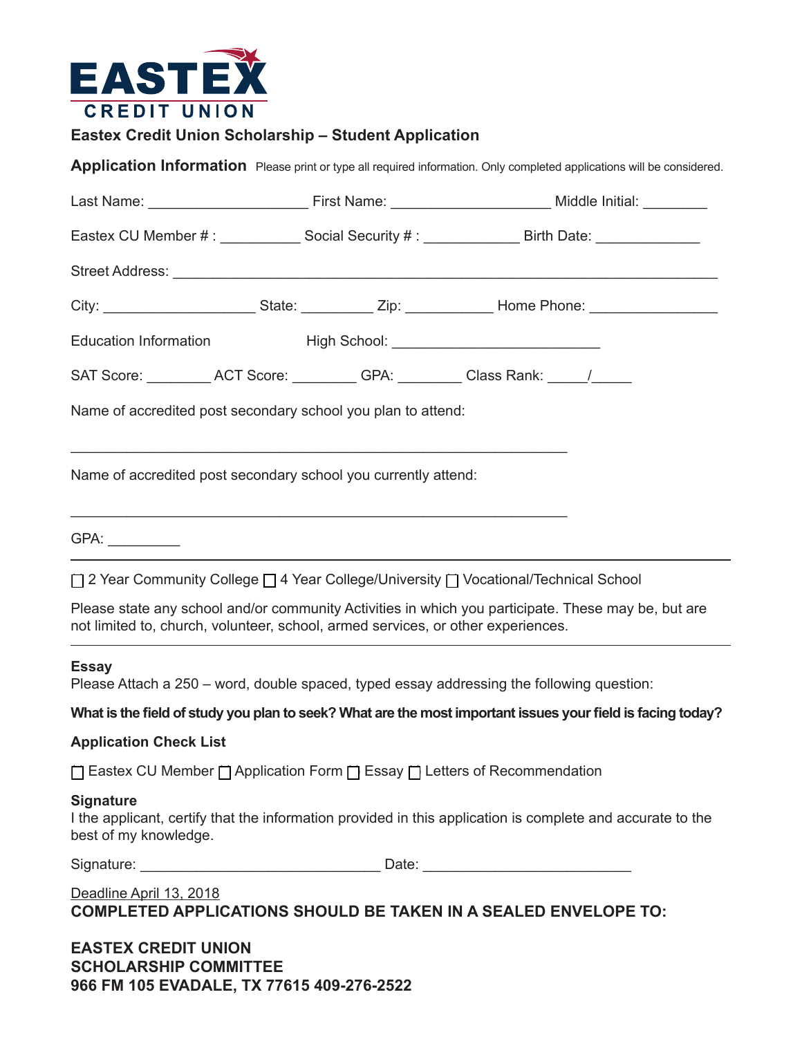EASTEX
CREDIT UNION

## Eastex Credit Union Scholarship – Student Application

**Application Information** Please print or type all required information. Only completed applications will be considered.

Last Name: ____________________ First Name: ____________________ Middle Initial: ________

Eastex CU Member # : __________ Social Security # : ____________ Birth Date: _____________

Street Address: ______________________________________________________________________

City: ___________________ State: _________ Zip: ___________ Home Phone: ________________

Education Information High School: _________________________

SAT Score: ________ ACT Score: ________ GPA: ________ Class Rank: _____/_____

Name of accredited post secondary school you plan to attend:

______________________________________________________________

Name of accredited post secondary school you currently attend:

______________________________________________________________

GPA: _________

---

☐ 2 Year Community College ☐ 4 Year College/University ☐ Vocational/Technical School

Please state any school and/or community Activities in which you participate. These may be, but are not limited to, church, volunteer, school, armed services, or other experiences.

---

**Essay**
Please Attach a 250 – word, double spaced, typed essay addressing the following question:

**What is the field of study you plan to seek? What are the most important issues your field is facing today?**

**Application Check List**

☐ Eastex CU Member ☐ Application Form ☐ Essay ☐ Letters of Recommendation

**Signature**
I the applicant, certify that the information provided in this application is complete and accurate to the best of my knowledge.

Signature: ______________________________ Date: _________________________

Deadline April 13, 2018
**COMPLETED APPLICATIONS SHOULD BE TAKEN IN A SEALED ENVELOPE TO:**

**EASTEX CREDIT UNION**
**SCHOLARSHIP COMMITTEE**
**966 FM 105 EVADALE, TX 77615 409-276-2522**